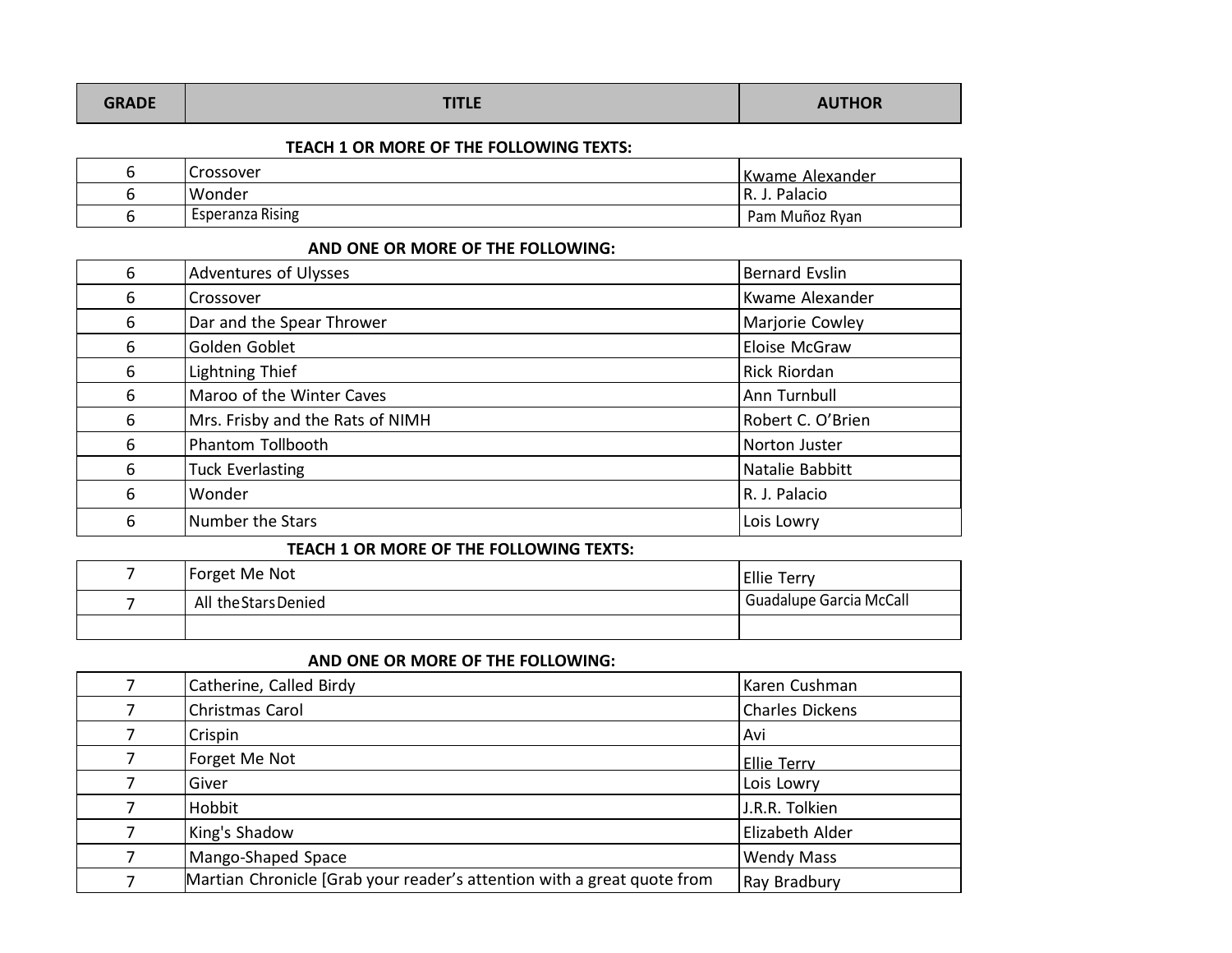| GRADE | TITLE | AUTHOR |
|---|---|---|

**TEACH 1 OR MORE OF THE FOLLOWING TEXTS:**

| GRADE | TITLE | AUTHOR |
|---|---|---|
| 6 | Crossover | Kwame Alexander |
| 6 | Wonder | R. J. Palacio |
| 6 | Esperanza Rising | Pam Muñoz Ryan |

**AND ONE OR MORE OF THE FOLLOWING:**

| GRADE | TITLE | AUTHOR |
|---|---|---|
| 6 | Adventures of Ulysses | Bernard Evslin |
| 6 | Crossover | Kwame Alexander |
| 6 | Dar and the Spear Thrower | Marjorie Cowley |
| 6 | Golden Goblet | Eloise McGraw |
| 6 | Lightning Thief | Rick Riordan |
| 6 | Maroo of the Winter Caves | Ann Turnbull |
| 6 | Mrs. Frisby and the Rats of NIMH | Robert C. O'Brien |
| 6 | Phantom Tollbooth | Norton Juster |
| 6 | Tuck Everlasting | Natalie Babbitt |
| 6 | Wonder | R. J. Palacio |
| 6 | Number the Stars | Lois Lowry |

**TEACH 1 OR MORE OF THE FOLLOWING TEXTS:**

| GRADE | TITLE | AUTHOR |
|---|---|---|
| 7 | Forget Me Not | Ellie Terry |
| 7 | All the Stars Denied | Guadalupe Garcia McCall |
| | | |

**AND ONE OR MORE OF THE FOLLOWING:**

| GRADE | TITLE | AUTHOR |
|---|---|---|
| 7 | Catherine, Called Birdy | Karen Cushman |
| 7 | Christmas Carol | Charles Dickens |
| 7 | Crispin | Avi |
| 7 | Forget Me Not | Ellie Terry |
| 7 | Giver | Lois Lowry |
| 7 | Hobbit | J.R.R. Tolkien |
| 7 | King's Shadow | Elizabeth Alder |
| 7 | Mango-Shaped Space | Wendy Mass |
| 7 | Martian Chronicle [Grab your reader's attention with a great quote from | Ray Bradbury |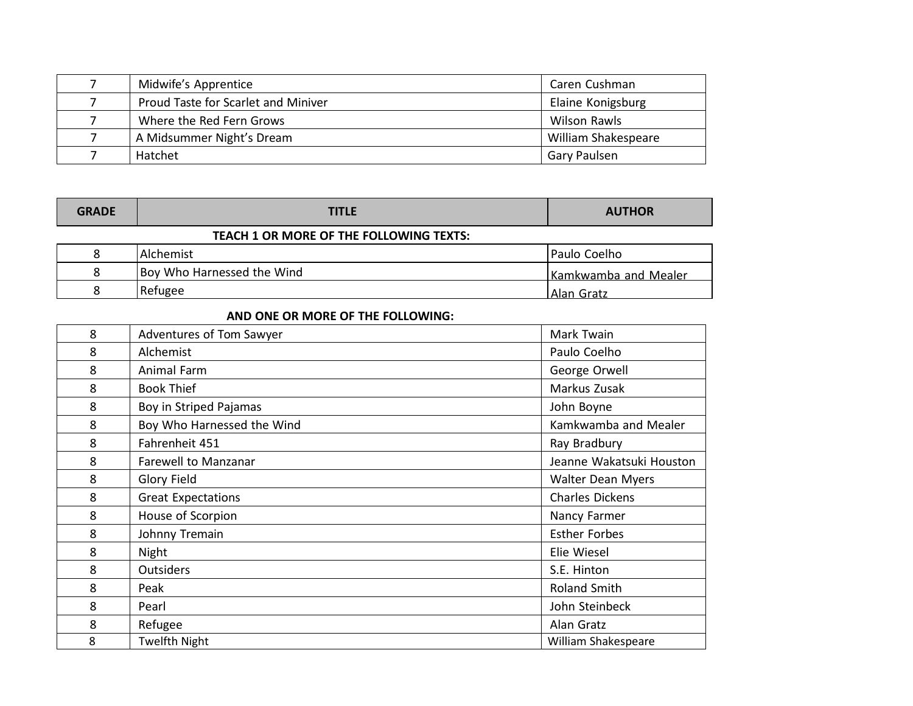| | | |
|---|---|---|
| 7 | Midwife's Apprentice | Caren Cushman |
| 7 | Proud Taste for Scarlet and Miniver | Elaine Konigsburg |
| 7 | Where the Red Fern Grows | Wilson Rawls |
| 7 | A Midsummer Night's Dream | William Shakespeare |
| 7 | Hatchet | Gary Paulsen |

| GRADE | TITLE | AUTHOR |
|---|---|---|

**TEACH 1 OR MORE OF THE FOLLOWING TEXTS:**

| | | |
|---|---|---|
| 8 | Alchemist | Paulo Coelho |
| 8 | Boy Who Harnessed the Wind | Kamkwamba and Mealer |
| 8 | Refugee | Alan Gratz |

**AND ONE OR MORE OF THE FOLLOWING:**

| | | |
|---|---|---|
| 8 | Adventures of Tom Sawyer | Mark Twain |
| 8 | Alchemist | Paulo Coelho |
| 8 | Animal Farm | George Orwell |
| 8 | Book Thief | Markus Zusak |
| 8 | Boy in Striped Pajamas | John Boyne |
| 8 | Boy Who Harnessed the Wind | Kamkwamba and Mealer |
| 8 | Fahrenheit 451 | Ray Bradbury |
| 8 | Farewell to Manzanar | Jeanne Wakatsuki Houston |
| 8 | Glory Field | Walter Dean Myers |
| 8 | Great Expectations | Charles Dickens |
| 8 | House of Scorpion | Nancy Farmer |
| 8 | Johnny Tremain | Esther Forbes |
| 8 | Night | Elie Wiesel |
| 8 | Outsiders | S.E. Hinton |
| 8 | Peak | Roland Smith |
| 8 | Pearl | John Steinbeck |
| 8 | Refugee | Alan Gratz |
| 8 | Twelfth Night | William Shakespeare |